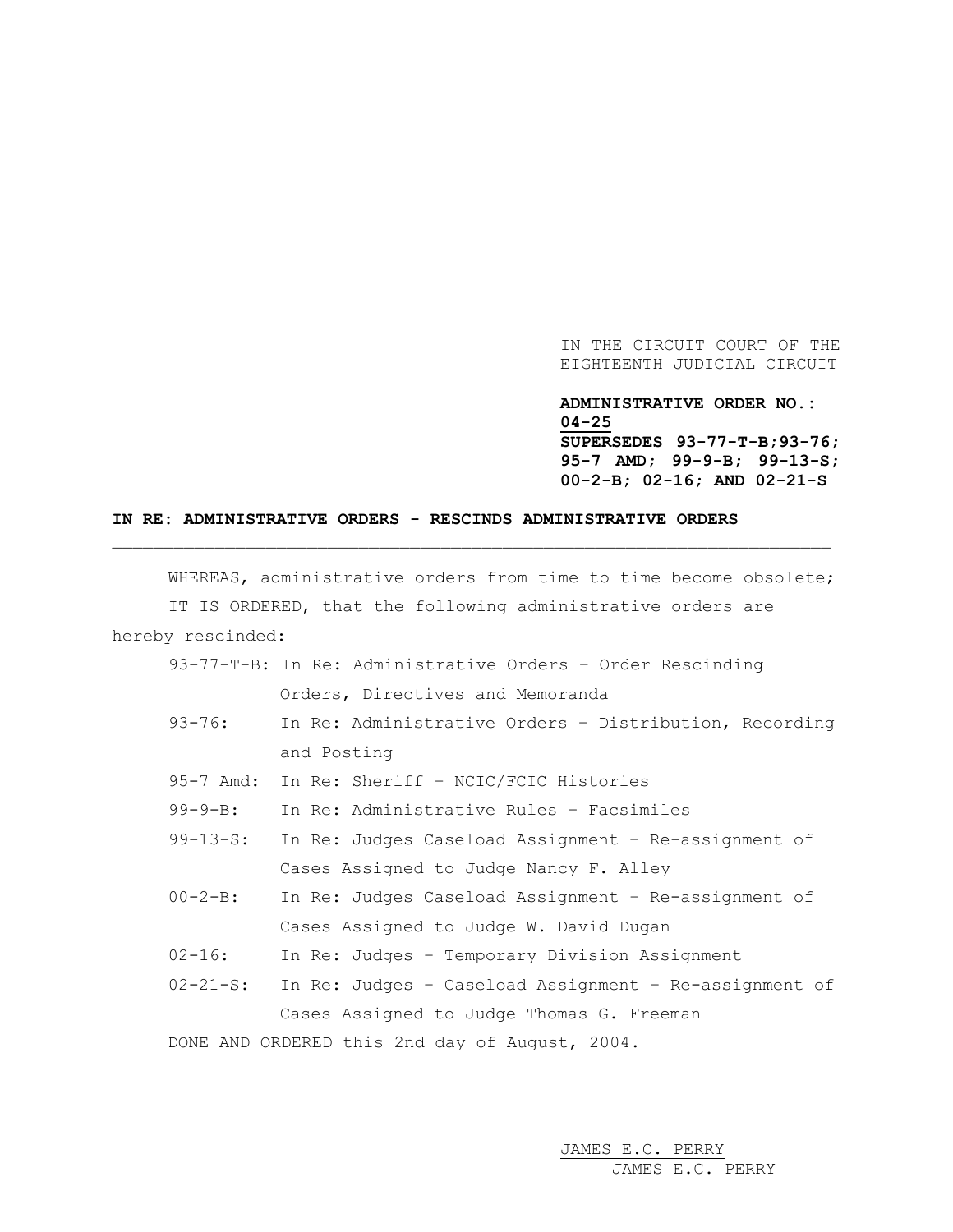IN THE CIRCUIT COURT OF THE
EIGHTEENTH JUDICIAL CIRCUIT

**ADMINISTRATIVE ORDER NO.: 04-25**
**SUPERSEDES 93-77-T-B;93-76; 95-7 AMD; 99-9-B; 99-13-S; 00-2-B; 02-16; AND 02-21-S**

**IN RE: ADMINISTRATIVE ORDERS - RESCINDS ADMINISTRATIVE ORDERS**

---

WHEREAS, administrative orders from time to time become obsolete;

IT IS ORDERED, that the following administrative orders are hereby rescinded:

- 93-77-T-B: In Re: Administrative Orders – Order Rescinding Orders, Directives and Memoranda
- 93-76: In Re: Administrative Orders – Distribution, Recording and Posting
- 95-7 Amd: In Re: Sheriff – NCIC/FCIC Histories
- 99-9-B: In Re: Administrative Rules – Facsimiles
- 99-13-S: In Re: Judges Caseload Assignment – Re-assignment of Cases Assigned to Judge Nancy F. Alley
- 00-2-B: In Re: Judges Caseload Assignment – Re-assignment of Cases Assigned to Judge W. David Dugan
- 02-16: In Re: Judges – Temporary Division Assignment
- 02-21-S: In Re: Judges – Caseload Assignment – Re-assignment of Cases Assigned to Judge Thomas G. Freeman

DONE AND ORDERED this 2nd day of August, 2004.

JAMES E.C. PERRY
JAMES E.C. PERRY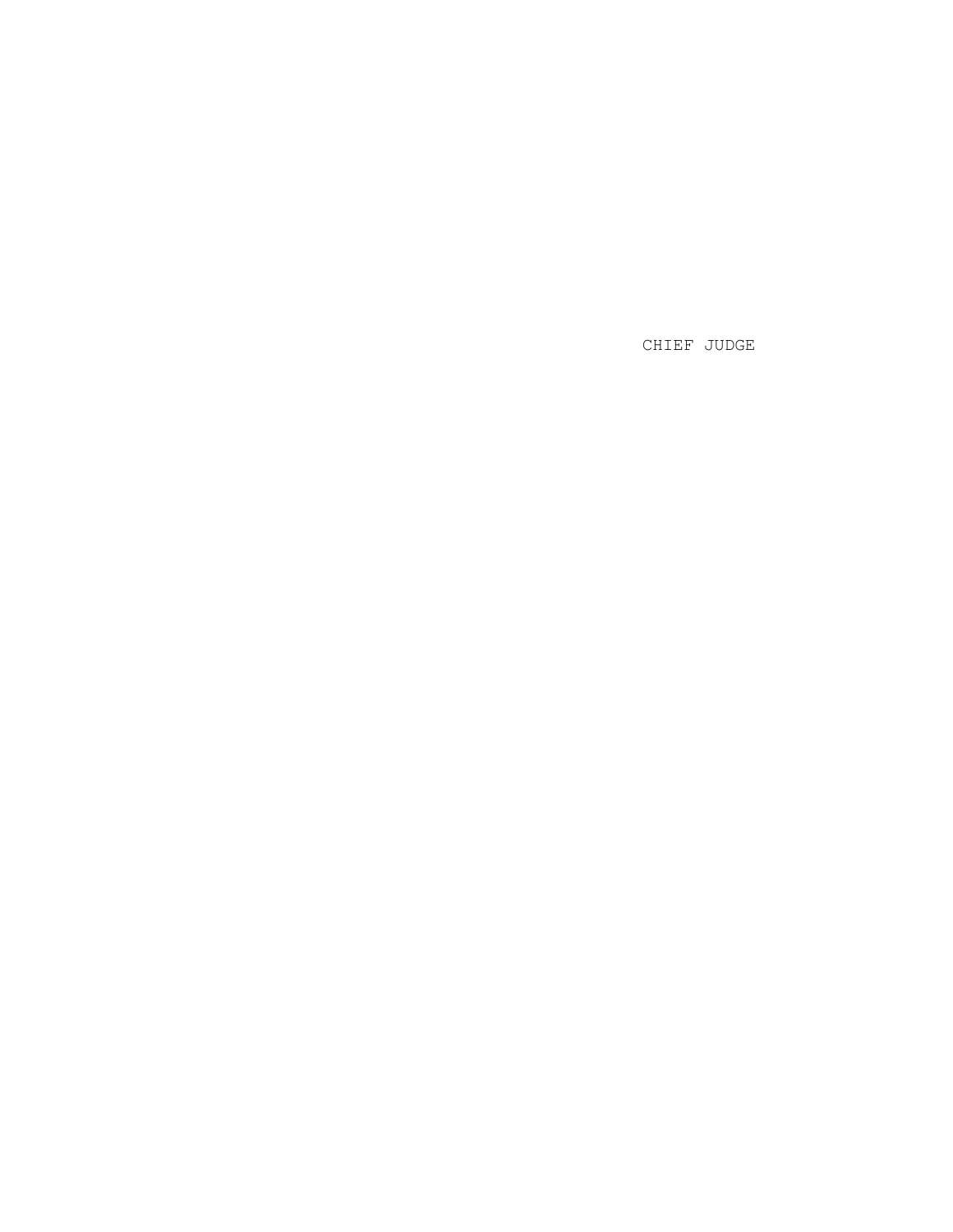CHIEF JUDGE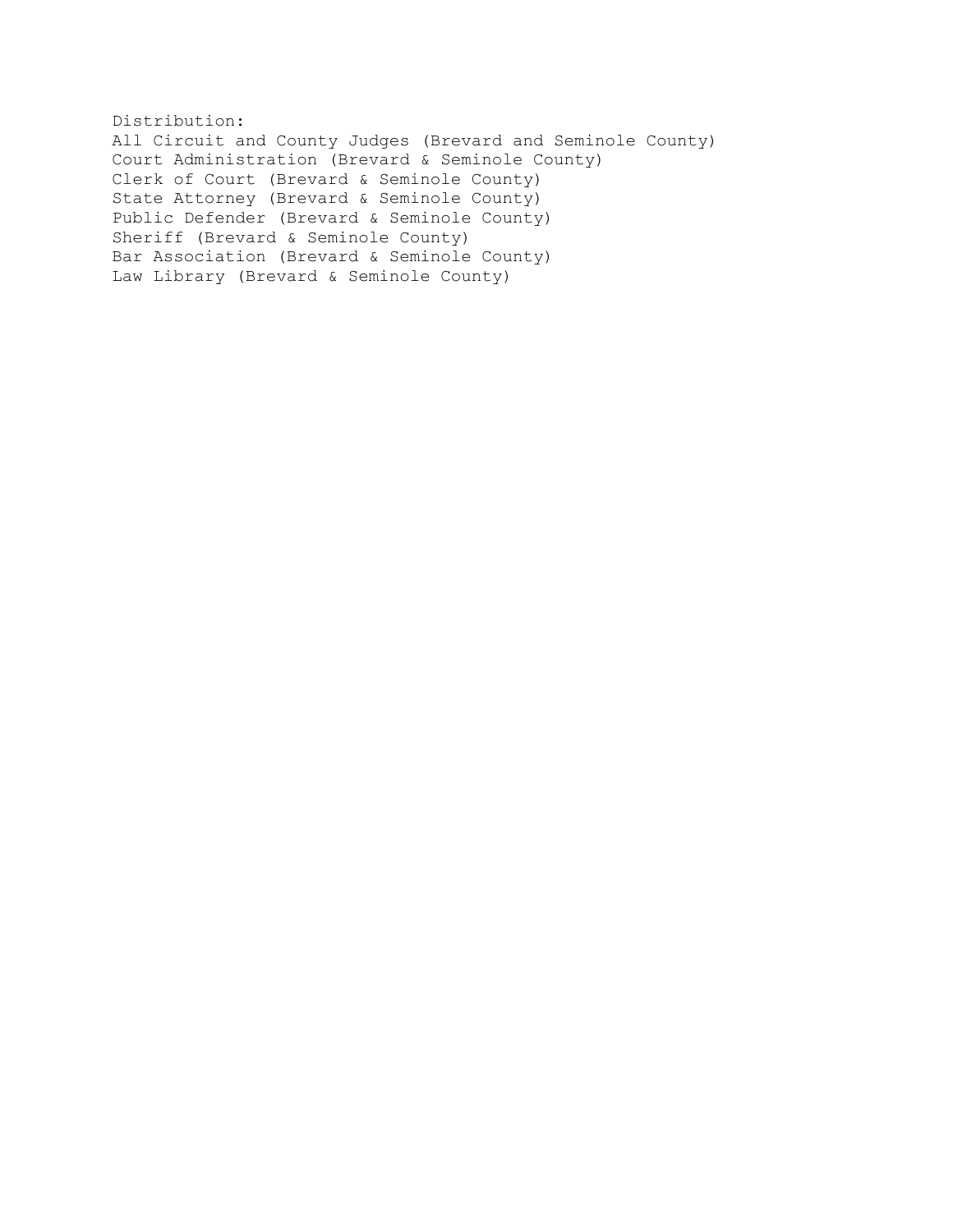Distribution:
All Circuit and County Judges (Brevard and Seminole County)
Court Administration (Brevard & Seminole County)
Clerk of Court (Brevard & Seminole County)
State Attorney (Brevard & Seminole County)
Public Defender (Brevard & Seminole County)
Sheriff (Brevard & Seminole County)
Bar Association (Brevard & Seminole County)
Law Library (Brevard & Seminole County)